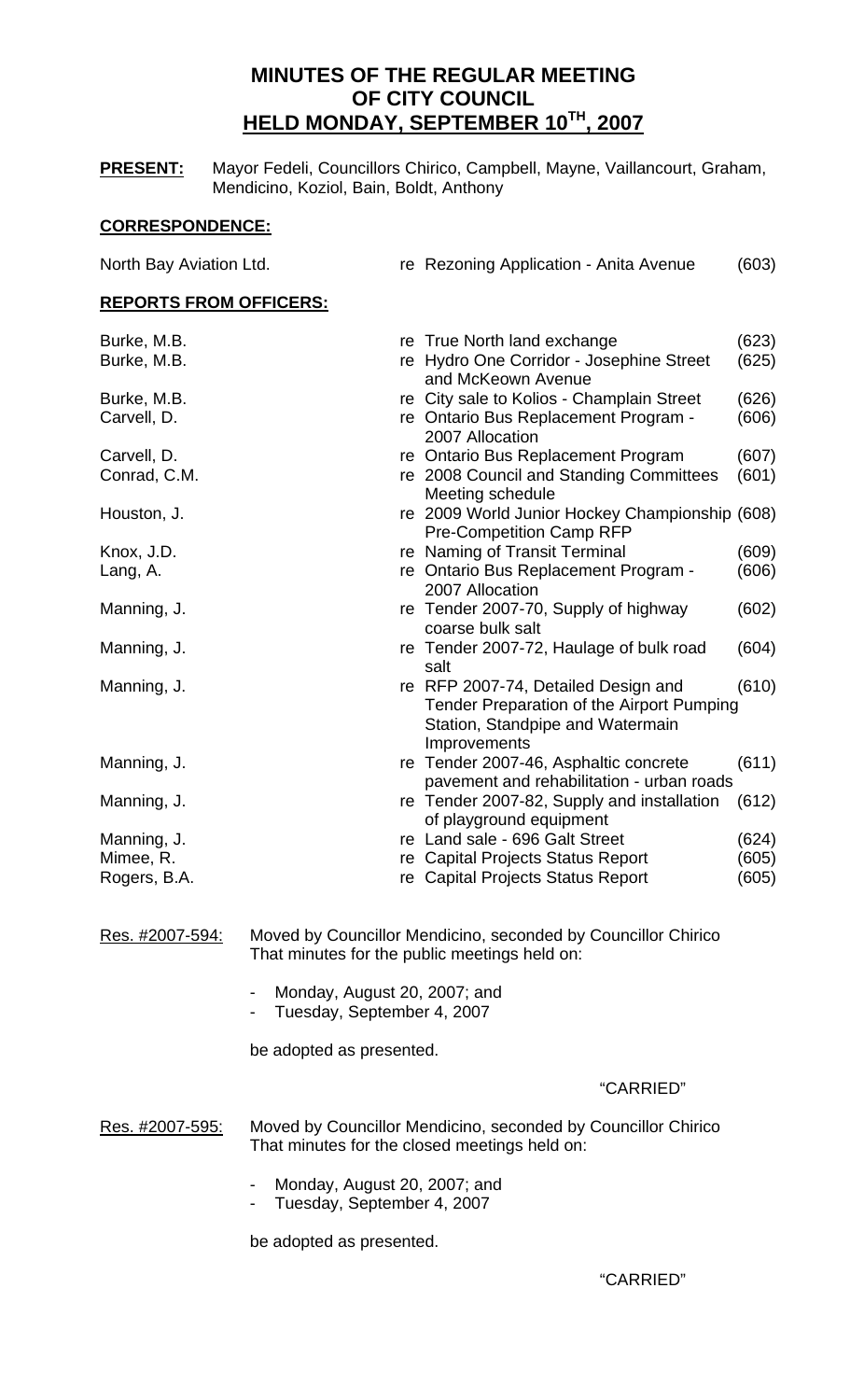# MINUTES OF THE REGULAR MEETING OF CITY COUNCIL HELD MONDAY, SEPTEMBER 10TH, 2007

**PRESENT:** Mayor Fedeli, Councillors Chirico, Campbell, Mayne, Vaillancourt, Graham, Mendicino, Koziol, Bain, Boldt, Anthony

## CORRESPONDENCE:

| | | |
|---|---|---|
| North Bay Aviation Ltd. | re Rezoning Application - Anita Avenue | (603) |

## REPORTS FROM OFFICERS:

| | | |
|---|---|---|
| Burke, M.B. | re True North land exchange | (623) |
| Burke, M.B. | re Hydro One Corridor - Josephine Street and McKeown Avenue | (625) |
| Burke, M.B. | re City sale to Kolios - Champlain Street | (626) |
| Carvell, D. | re Ontario Bus Replacement Program - 2007 Allocation | (606) |
| Carvell, D. | re Ontario Bus Replacement Program | (607) |
| Conrad, C.M. | re 2008 Council and Standing Committees Meeting schedule | (601) |
| Houston, J. | re 2009 World Junior Hockey Championship Pre-Competition Camp RFP | (608) |
| Knox, J.D. | re Naming of Transit Terminal | (609) |
| Lang, A. | re Ontario Bus Replacement Program - 2007 Allocation | (606) |
| Manning, J. | re Tender 2007-70, Supply of highway coarse bulk salt | (602) |
| Manning, J. | re Tender 2007-72, Haulage of bulk road salt | (604) |
| Manning, J. | re RFP 2007-74, Detailed Design and Tender Preparation of the Airport Pumping Station, Standpipe and Watermain Improvements | (610) |
| Manning, J. | re Tender 2007-46, Asphaltic concrete pavement and rehabilitation - urban roads | (611) |
| Manning, J. | re Tender 2007-82, Supply and installation of playground equipment | (612) |
| Manning, J. | re Land sale - 696 Galt Street | (624) |
| Mimee, R. | re Capital Projects Status Report | (605) |
| Rogers, B.A. | re Capital Projects Status Report | (605) |

Res. #2007-594: Moved by Councillor Mendicino, seconded by Councillor Chirico That minutes for the public meetings held on:

- Monday, August 20, 2007; and
- Tuesday, September 4, 2007

be adopted as presented.

"CARRIED"

Res. #2007-595: Moved by Councillor Mendicino, seconded by Councillor Chirico That minutes for the closed meetings held on:

- Monday, August 20, 2007; and
- Tuesday, September 4, 2007

be adopted as presented.

"CARRIED"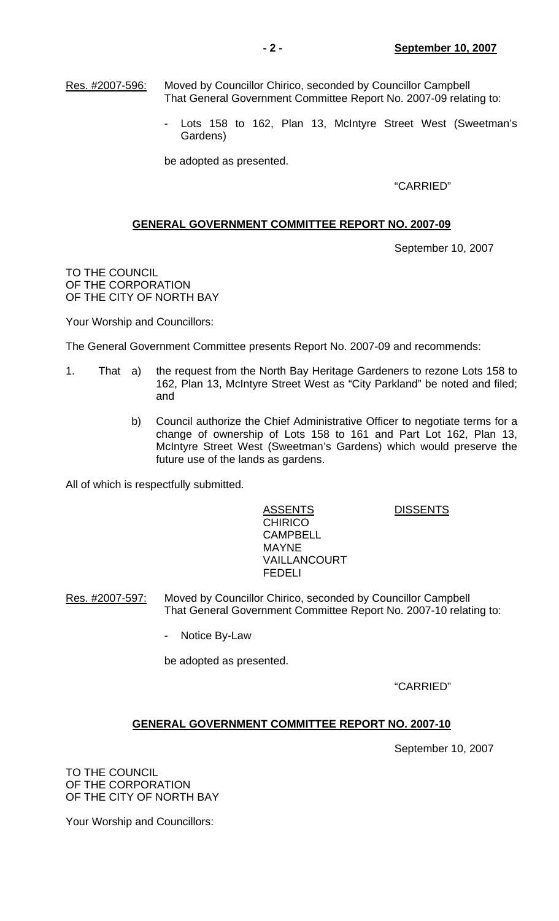Res. #2007-596: Moved by Councillor Chirico, seconded by Councillor Campbell
That General Government Committee Report No. 2007-09 relating to:

- Lots 158 to 162, Plan 13, McIntyre Street West (Sweetman's Gardens)

be adopted as presented.

"CARRIED"

## GENERAL GOVERNMENT COMMITTEE REPORT NO. 2007-09

September 10, 2007

TO THE COUNCIL
OF THE CORPORATION
OF THE CITY OF NORTH BAY

Your Worship and Councillors:

The General Government Committee presents Report No. 2007-09 and recommends:

1. That a) the request from the North Bay Heritage Gardeners to rezone Lots 158 to 162, Plan 13, McIntyre Street West as "City Parkland" be noted and filed; and

   b) Council authorize the Chief Administrative Officer to negotiate terms for a change of ownership of Lots 158 to 161 and Part Lot 162, Plan 13, McIntyre Street West (Sweetman's Gardens) which would preserve the future use of the lands as gardens.

All of which is respectfully submitted.

| ASSENTS | DISSENTS |
| --- | --- |
| CHIRICO | |
| CAMPBELL | |
| MAYNE | |
| VAILLANCOURT | |
| FEDELI | |

Res. #2007-597: Moved by Councillor Chirico, seconded by Councillor Campbell
That General Government Committee Report No. 2007-10 relating to:

- Notice By-Law

be adopted as presented.

"CARRIED"

## GENERAL GOVERNMENT COMMITTEE REPORT NO. 2007-10

September 10, 2007

TO THE COUNCIL
OF THE CORPORATION
OF THE CITY OF NORTH BAY

Your Worship and Councillors: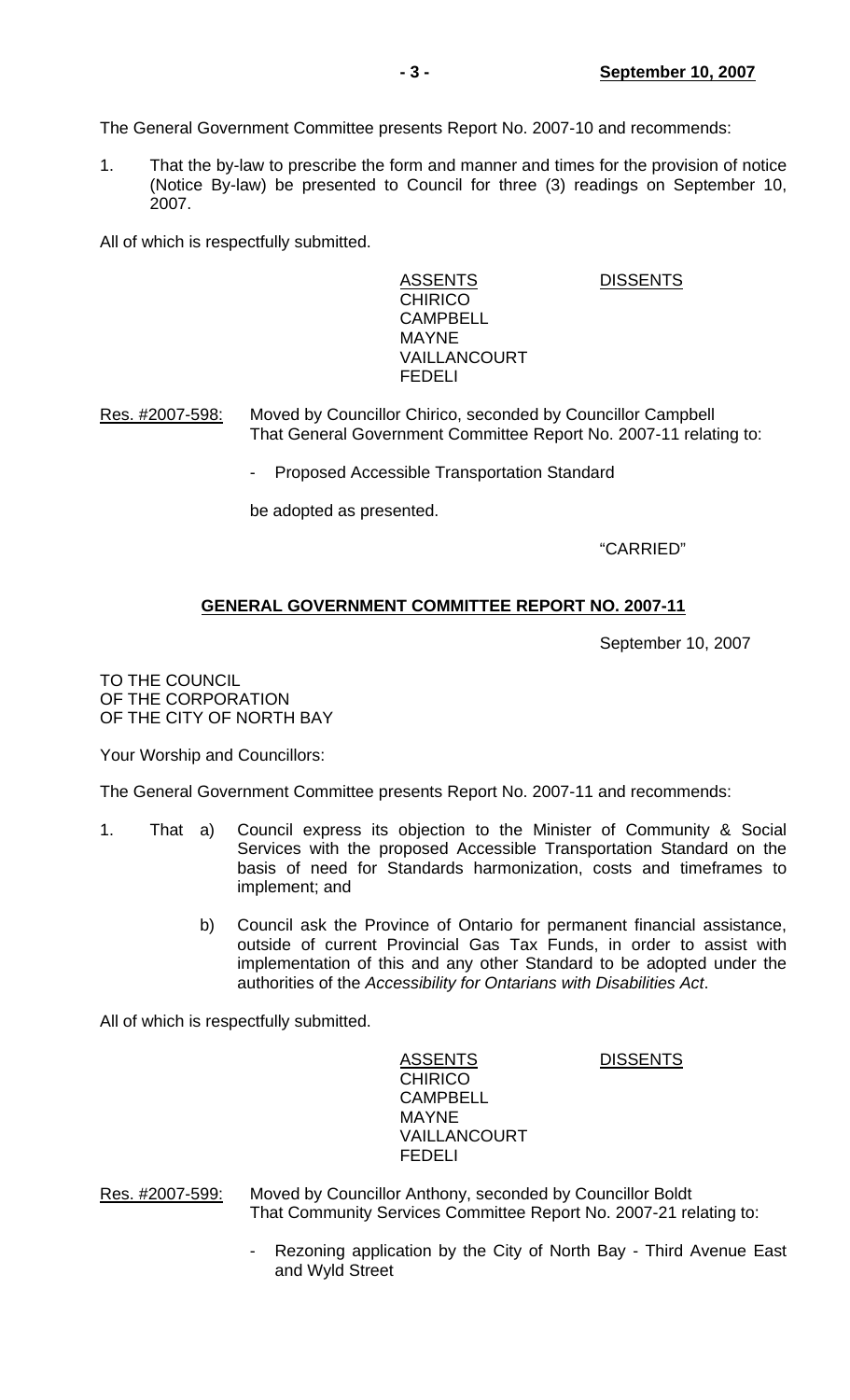The General Government Committee presents Report No. 2007-10 and recommends:

1. That the by-law to prescribe the form and manner and times for the provision of notice (Notice By-law) be presented to Council for three (3) readings on September 10, 2007.

All of which is respectfully submitted.

| ASSENTS | DISSENTS |
|---|---|
| CHIRICO | |
| CAMPBELL | |
| MAYNE | |
| VAILLANCOURT | |
| FEDELI | |

Res. #2007-598: Moved by Councillor Chirico, seconded by Councillor Campbell That General Government Committee Report No. 2007-11 relating to:

- Proposed Accessible Transportation Standard

be adopted as presented.

"CARRIED"

## GENERAL GOVERNMENT COMMITTEE REPORT NO. 2007-11

September 10, 2007

TO THE COUNCIL
OF THE CORPORATION
OF THE CITY OF NORTH BAY

Your Worship and Councillors:

The General Government Committee presents Report No. 2007-11 and recommends:

1. That a) Council express its objection to the Minister of Community & Social Services with the proposed Accessible Transportation Standard on the basis of need for Standards harmonization, costs and timeframes to implement; and

   b) Council ask the Province of Ontario for permanent financial assistance, outside of current Provincial Gas Tax Funds, in order to assist with implementation of this and any other Standard to be adopted under the authorities of the *Accessibility for Ontarians with Disabilities Act*.

All of which is respectfully submitted.

| ASSENTS | DISSENTS |
|---|---|
| CHIRICO | |
| CAMPBELL | |
| MAYNE | |
| VAILLANCOURT | |
| FEDELI | |

Res. #2007-599: Moved by Councillor Anthony, seconded by Councillor Boldt That Community Services Committee Report No. 2007-21 relating to:

- Rezoning application by the City of North Bay - Third Avenue East and Wyld Street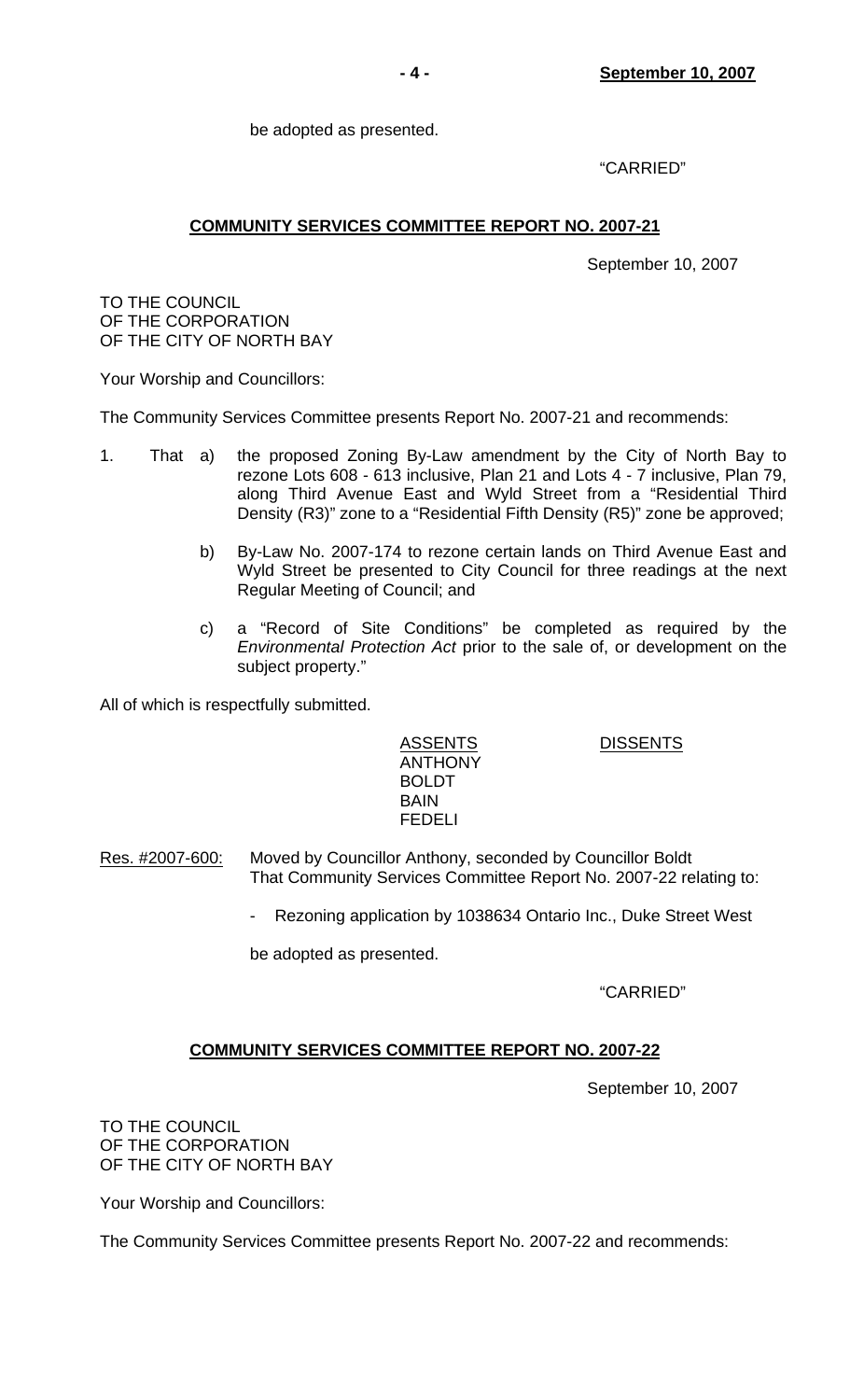be adopted as presented.

"CARRIED"

## COMMUNITY SERVICES COMMITTEE REPORT NO. 2007-21

September 10, 2007

TO THE COUNCIL
OF THE CORPORATION
OF THE CITY OF NORTH BAY

Your Worship and Councillors:

The Community Services Committee presents Report No. 2007-21 and recommends:

1. That a) the proposed Zoning By-Law amendment by the City of North Bay to rezone Lots 608 - 613 inclusive, Plan 21 and Lots 4 - 7 inclusive, Plan 79, along Third Avenue East and Wyld Street from a "Residential Third Density (R3)" zone to a "Residential Fifth Density (R5)" zone be approved;

   b) By-Law No. 2007-174 to rezone certain lands on Third Avenue East and Wyld Street be presented to City Council for three readings at the next Regular Meeting of Council; and

   c) a "Record of Site Conditions" be completed as required by the *Environmental Protection Act* prior to the sale of, or development on the subject property."

All of which is respectfully submitted.

| ASSENTS | DISSENTS |
|---|---|
| ANTHONY | |
| BOLDT | |
| BAIN | |
| FEDELI | |

Res. #2007-600: Moved by Councillor Anthony, seconded by Councillor Boldt
That Community Services Committee Report No. 2007-22 relating to:

- Rezoning application by 1038634 Ontario Inc., Duke Street West

be adopted as presented.

"CARRIED"

## COMMUNITY SERVICES COMMITTEE REPORT NO. 2007-22

September 10, 2007

TO THE COUNCIL
OF THE CORPORATION
OF THE CITY OF NORTH BAY

Your Worship and Councillors:

The Community Services Committee presents Report No. 2007-22 and recommends: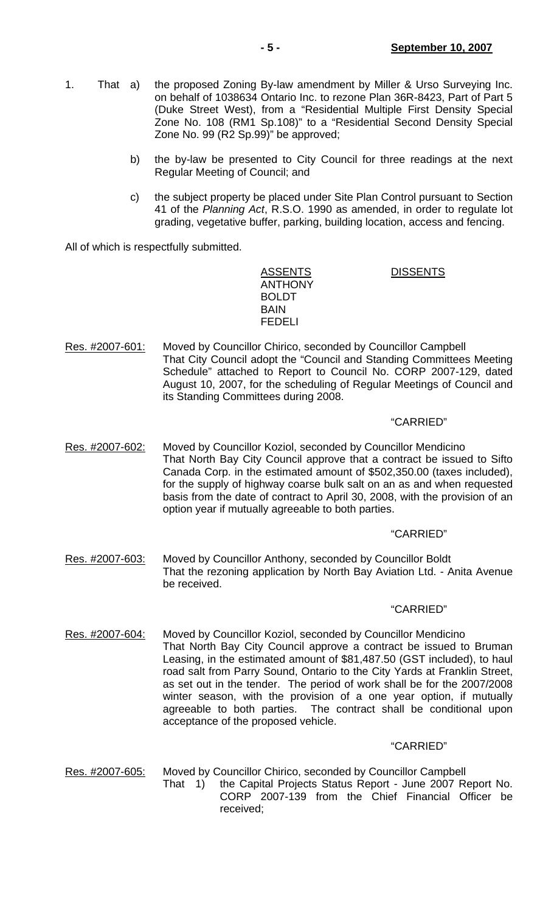1. That a) the proposed Zoning By-law amendment by Miller & Urso Surveying Inc. on behalf of 1038634 Ontario Inc. to rezone Plan 36R-8423, Part of Part 5 (Duke Street West), from a "Residential Multiple First Density Special Zone No. 108 (RM1 Sp.108)" to a "Residential Second Density Special Zone No. 99 (R2 Sp.99)" be approved;

   b) the by-law be presented to City Council for three readings at the next Regular Meeting of Council; and

   c) the subject property be placed under Site Plan Control pursuant to Section 41 of the *Planning Act*, R.S.O. 1990 as amended, in order to regulate lot grading, vegetative buffer, parking, building location, access and fencing.

All of which is respectfully submitted.

| ASSENTS | DISSENTS |
|---|---|
| ANTHONY | |
| BOLDT | |
| BAIN | |
| FEDELI | |

Res. #2007-601: Moved by Councillor Chirico, seconded by Councillor Campbell
That City Council adopt the "Council and Standing Committees Meeting Schedule" attached to Report to Council No. CORP 2007-129, dated August 10, 2007, for the scheduling of Regular Meetings of Council and its Standing Committees during 2008.

"CARRIED"

Res. #2007-602: Moved by Councillor Koziol, seconded by Councillor Mendicino
That North Bay City Council approve that a contract be issued to Sifto Canada Corp. in the estimated amount of $502,350.00 (taxes included), for the supply of highway coarse bulk salt on an as and when requested basis from the date of contract to April 30, 2008, with the provision of an option year if mutually agreeable to both parties.

"CARRIED"

Res. #2007-603: Moved by Councillor Anthony, seconded by Councillor Boldt
That the rezoning application by North Bay Aviation Ltd. - Anita Avenue be received.

"CARRIED"

Res. #2007-604: Moved by Councillor Koziol, seconded by Councillor Mendicino
That North Bay City Council approve a contract be issued to Bruman Leasing, in the estimated amount of $81,487.50 (GST included), to haul road salt from Parry Sound, Ontario to the City Yards at Franklin Street, as set out in the tender. The period of work shall be for the 2007/2008 winter season, with the provision of a one year option, if mutually agreeable to both parties. The contract shall be conditional upon acceptance of the proposed vehicle.

"CARRIED"

Res. #2007-605: Moved by Councillor Chirico, seconded by Councillor Campbell
That 1) the Capital Projects Status Report - June 2007 Report No. CORP 2007-139 from the Chief Financial Officer be received;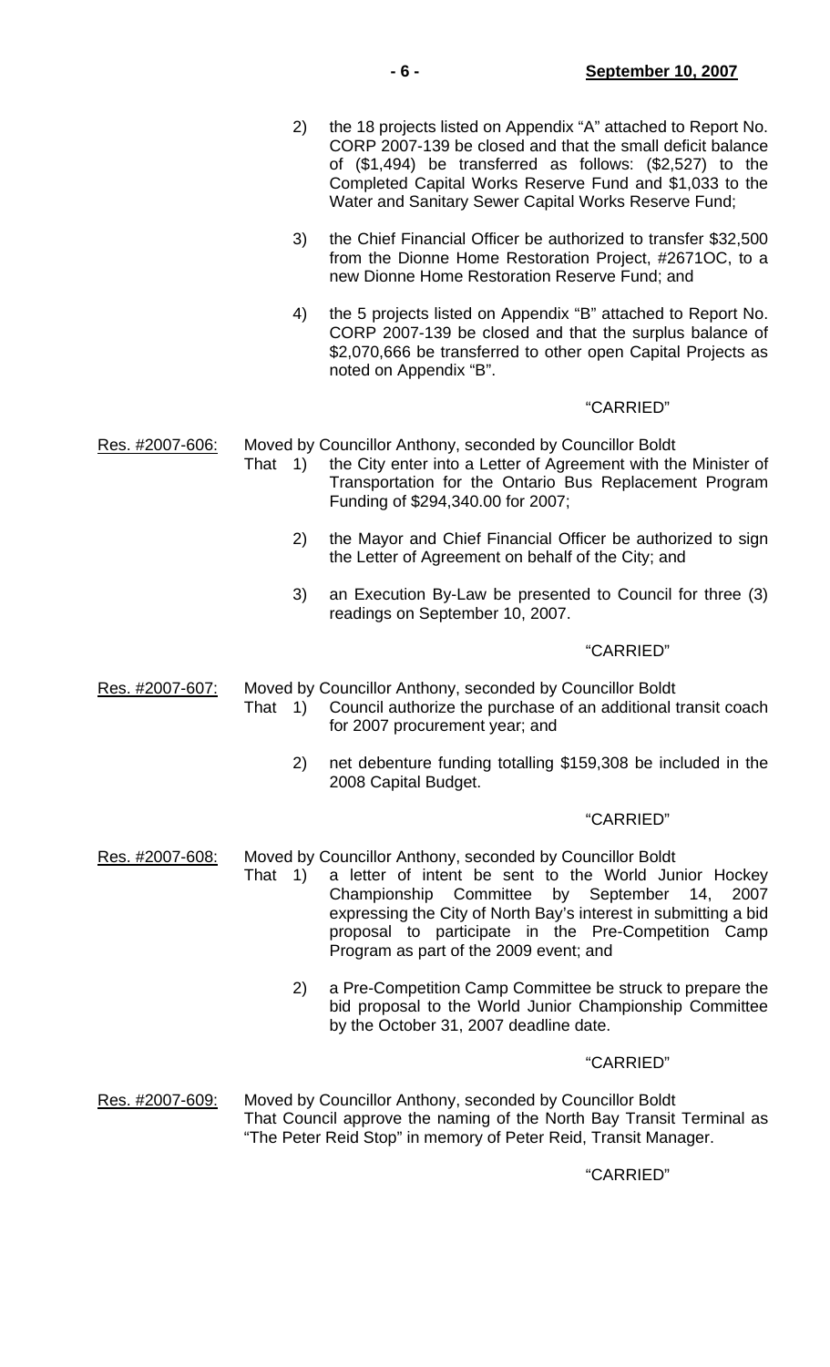2) the 18 projects listed on Appendix "A" attached to Report No. CORP 2007-139 be closed and that the small deficit balance of ($1,494) be transferred as follows: ($2,527) to the Completed Capital Works Reserve Fund and $1,033 to the Water and Sanitary Sewer Capital Works Reserve Fund;

3) the Chief Financial Officer be authorized to transfer $32,500 from the Dionne Home Restoration Project, #2671OC, to a new Dionne Home Restoration Reserve Fund; and

4) the 5 projects listed on Appendix "B" attached to Report No. CORP 2007-139 be closed and that the surplus balance of $2,070,666 be transferred to other open Capital Projects as noted on Appendix "B".

"CARRIED"

Res. #2007-606: Moved by Councillor Anthony, seconded by Councillor Boldt

That 1) the City enter into a Letter of Agreement with the Minister of Transportation for the Ontario Bus Replacement Program Funding of $294,340.00 for 2007;

2) the Mayor and Chief Financial Officer be authorized to sign the Letter of Agreement on behalf of the City; and

3) an Execution By-Law be presented to Council for three (3) readings on September 10, 2007.

"CARRIED"

Res. #2007-607: Moved by Councillor Anthony, seconded by Councillor Boldt

That 1) Council authorize the purchase of an additional transit coach for 2007 procurement year; and

2) net debenture funding totalling $159,308 be included in the 2008 Capital Budget.

"CARRIED"

Res. #2007-608: Moved by Councillor Anthony, seconded by Councillor Boldt

That 1) a letter of intent be sent to the World Junior Hockey Championship Committee by September 14, 2007 expressing the City of North Bay's interest in submitting a bid proposal to participate in the Pre-Competition Camp Program as part of the 2009 event; and

2) a Pre-Competition Camp Committee be struck to prepare the bid proposal to the World Junior Championship Committee by the October 31, 2007 deadline date.

"CARRIED"

Res. #2007-609: Moved by Councillor Anthony, seconded by Councillor Boldt

That Council approve the naming of the North Bay Transit Terminal as "The Peter Reid Stop" in memory of Peter Reid, Transit Manager.

"CARRIED"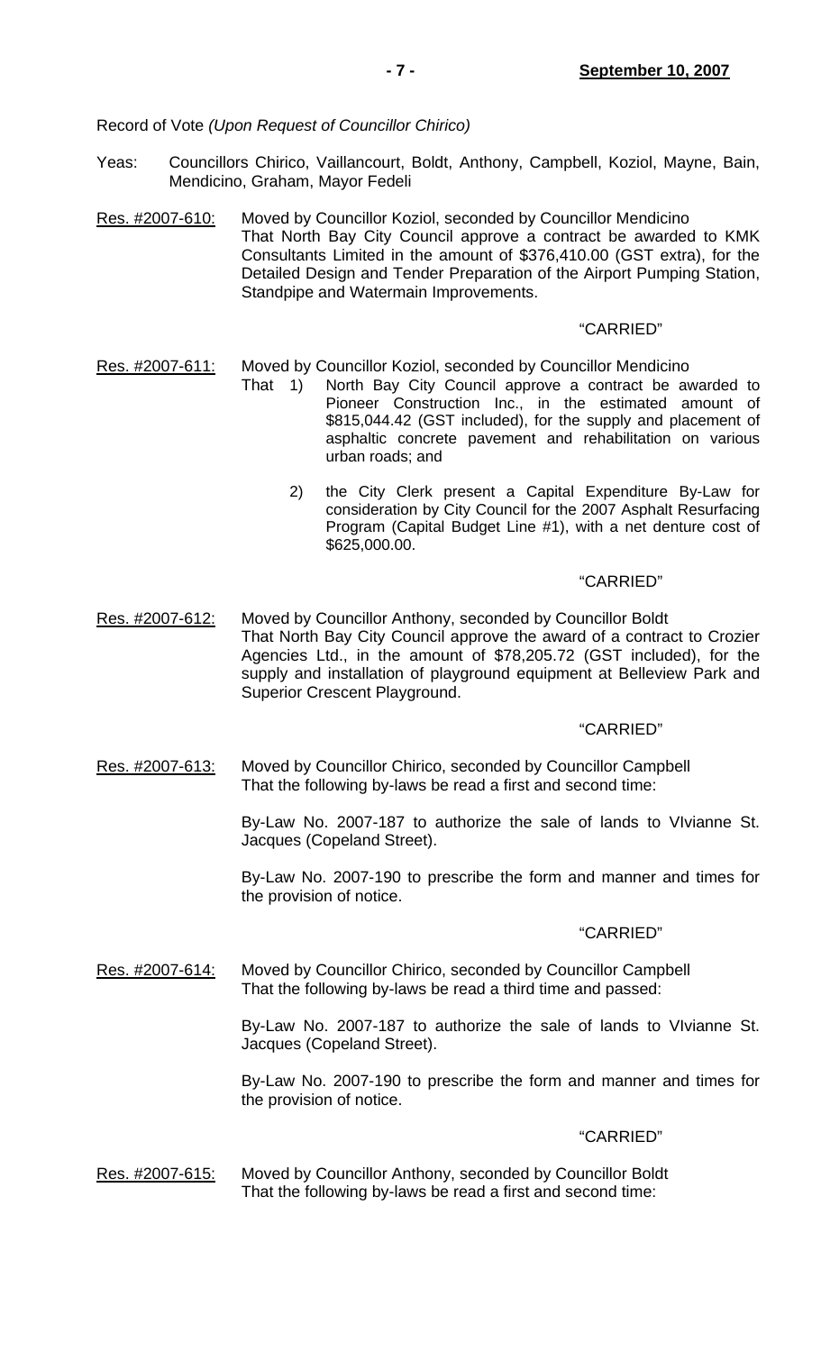Record of Vote *(Upon Request of Councillor Chirico)*

Yeas: Councillors Chirico, Vaillancourt, Boldt, Anthony, Campbell, Koziol, Mayne, Bain, Mendicino, Graham, Mayor Fedeli

Res. #2007-610: Moved by Councillor Koziol, seconded by Councillor Mendicino
That North Bay City Council approve a contract be awarded to KMK Consultants Limited in the amount of $376,410.00 (GST extra), for the Detailed Design and Tender Preparation of the Airport Pumping Station, Standpipe and Watermain Improvements.

"CARRIED"

Res. #2007-611: Moved by Councillor Koziol, seconded by Councillor Mendicino
That 1) North Bay City Council approve a contract be awarded to Pioneer Construction Inc., in the estimated amount of $815,044.42 (GST included), for the supply and placement of asphaltic concrete pavement and rehabilitation on various urban roads; and

2) the City Clerk present a Capital Expenditure By-Law for consideration by City Council for the 2007 Asphalt Resurfacing Program (Capital Budget Line #1), with a net denture cost of $625,000.00.

"CARRIED"

Res. #2007-612: Moved by Councillor Anthony, seconded by Councillor Boldt
That North Bay City Council approve the award of a contract to Crozier Agencies Ltd., in the amount of $78,205.72 (GST included), for the supply and installation of playground equipment at Belleview Park and Superior Crescent Playground.

"CARRIED"

Res. #2007-613: Moved by Councillor Chirico, seconded by Councillor Campbell
That the following by-laws be read a first and second time:

By-Law No. 2007-187 to authorize the sale of lands to VIvianne St. Jacques (Copeland Street).

By-Law No. 2007-190 to prescribe the form and manner and times for the provision of notice.

"CARRIED"

Res. #2007-614: Moved by Councillor Chirico, seconded by Councillor Campbell
That the following by-laws be read a third time and passed:

By-Law No. 2007-187 to authorize the sale of lands to VIvianne St. Jacques (Copeland Street).

By-Law No. 2007-190 to prescribe the form and manner and times for the provision of notice.

"CARRIED"

Res. #2007-615: Moved by Councillor Anthony, seconded by Councillor Boldt
That the following by-laws be read a first and second time: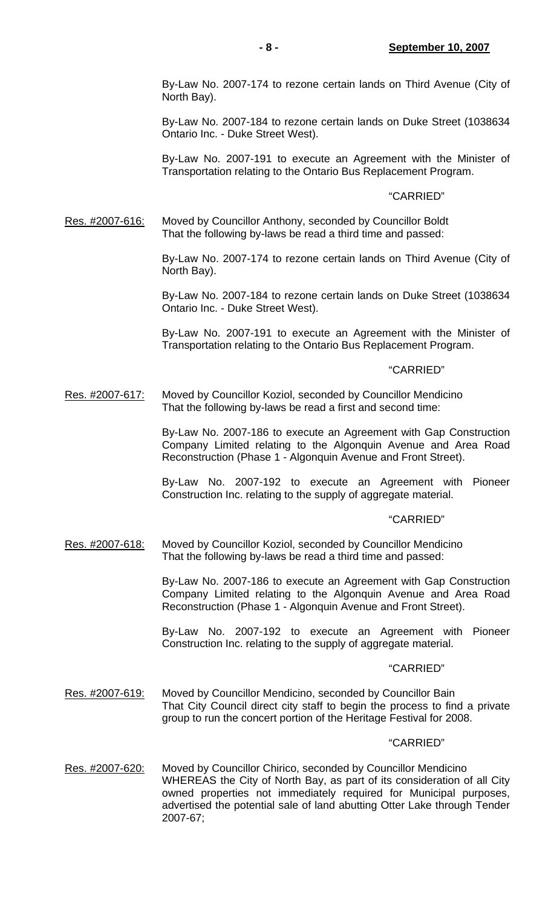By-Law No. 2007-174 to rezone certain lands on Third Avenue (City of North Bay).

By-Law No. 2007-184 to rezone certain lands on Duke Street (1038634 Ontario Inc. - Duke Street West).

By-Law No. 2007-191 to execute an Agreement with the Minister of Transportation relating to the Ontario Bus Replacement Program.

"CARRIED"

Res. #2007-616: Moved by Councillor Anthony, seconded by Councillor Boldt
That the following by-laws be read a third time and passed:

By-Law No. 2007-174 to rezone certain lands on Third Avenue (City of North Bay).

By-Law No. 2007-184 to rezone certain lands on Duke Street (1038634 Ontario Inc. - Duke Street West).

By-Law No. 2007-191 to execute an Agreement with the Minister of Transportation relating to the Ontario Bus Replacement Program.

"CARRIED"

Res. #2007-617: Moved by Councillor Koziol, seconded by Councillor Mendicino
That the following by-laws be read a first and second time:

By-Law No. 2007-186 to execute an Agreement with Gap Construction Company Limited relating to the Algonquin Avenue and Area Road Reconstruction (Phase 1 - Algonquin Avenue and Front Street).

By-Law No. 2007-192 to execute an Agreement with Pioneer Construction Inc. relating to the supply of aggregate material.

"CARRIED"

Res. #2007-618: Moved by Councillor Koziol, seconded by Councillor Mendicino
That the following by-laws be read a third time and passed:

By-Law No. 2007-186 to execute an Agreement with Gap Construction Company Limited relating to the Algonquin Avenue and Area Road Reconstruction (Phase 1 - Algonquin Avenue and Front Street).

By-Law No. 2007-192 to execute an Agreement with Pioneer Construction Inc. relating to the supply of aggregate material.

"CARRIED"

Res. #2007-619: Moved by Councillor Mendicino, seconded by Councillor Bain
That City Council direct city staff to begin the process to find a private group to run the concert portion of the Heritage Festival for 2008.

"CARRIED"

Res. #2007-620: Moved by Councillor Chirico, seconded by Councillor Mendicino
WHEREAS the City of North Bay, as part of its consideration of all City owned properties not immediately required for Municipal purposes, advertised the potential sale of land abutting Otter Lake through Tender 2007-67;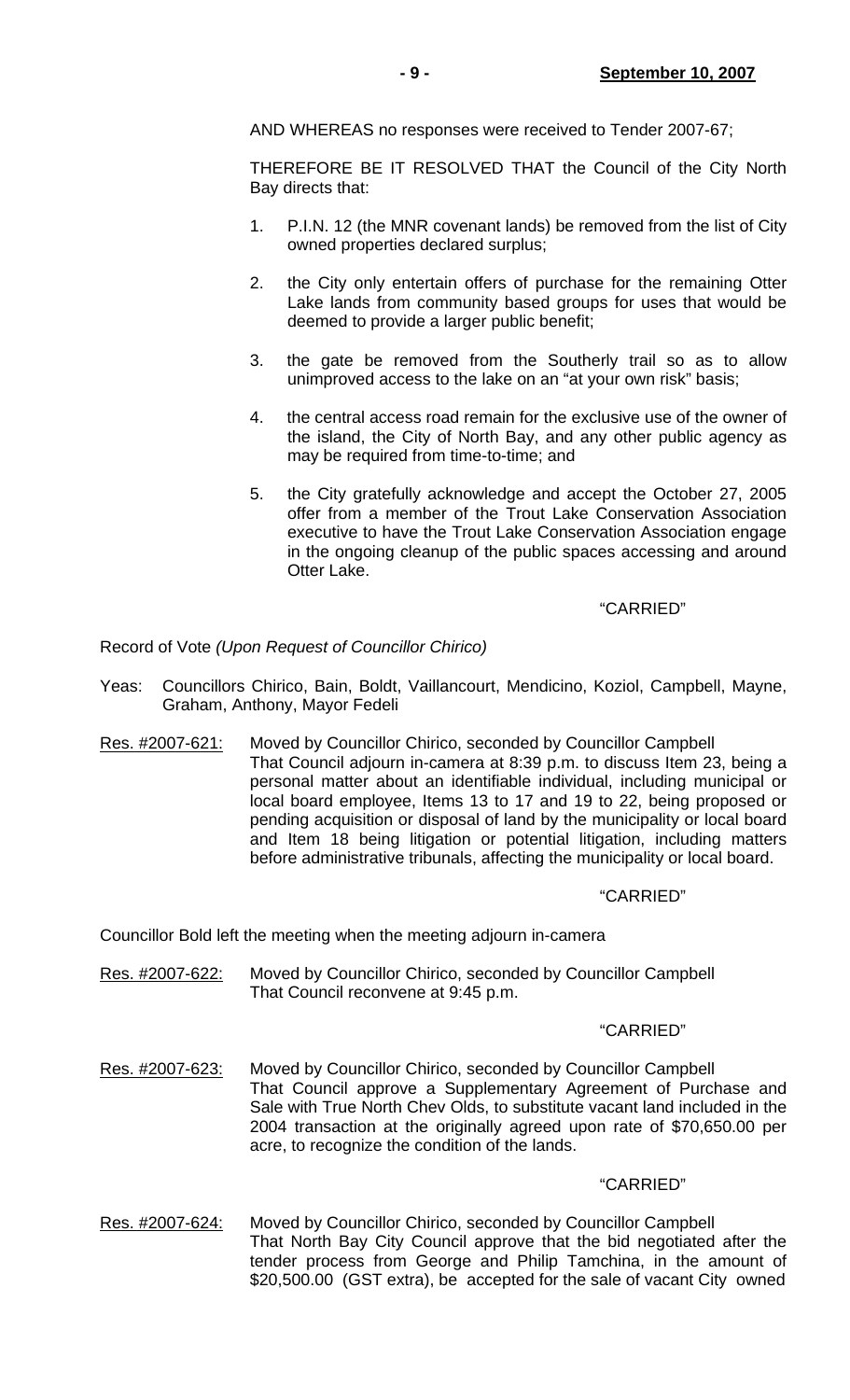AND WHEREAS no responses were received to Tender 2007-67;

THEREFORE BE IT RESOLVED THAT the Council of the City North Bay directs that:

1. P.I.N. 12 (the MNR covenant lands) be removed from the list of City owned properties declared surplus;
2. the City only entertain offers of purchase for the remaining Otter Lake lands from community based groups for uses that would be deemed to provide a larger public benefit;
3. the gate be removed from the Southerly trail so as to allow unimproved access to the lake on an "at your own risk" basis;
4. the central access road remain for the exclusive use of the owner of the island, the City of North Bay, and any other public agency as may be required from time-to-time; and
5. the City gratefully acknowledge and accept the October 27, 2005 offer from a member of the Trout Lake Conservation Association executive to have the Trout Lake Conservation Association engage in the ongoing cleanup of the public spaces accessing and around Otter Lake.

"CARRIED"

Record of Vote *(Upon Request of Councillor Chirico)*

Yeas: Councillors Chirico, Bain, Boldt, Vaillancourt, Mendicino, Koziol, Campbell, Mayne, Graham, Anthony, Mayor Fedeli

<u>Res. #2007-621:</u> Moved by Councillor Chirico, seconded by Councillor Campbell
That Council adjourn in-camera at 8:39 p.m. to discuss Item 23, being a personal matter about an identifiable individual, including municipal or local board employee, Items 13 to 17 and 19 to 22, being proposed or pending acquisition or disposal of land by the municipality or local board and Item 18 being litigation or potential litigation, including matters before administrative tribunals, affecting the municipality or local board.

"CARRIED"

Councillor Bold left the meeting when the meeting adjourn in-camera

<u>Res. #2007-622:</u> Moved by Councillor Chirico, seconded by Councillor Campbell
That Council reconvene at 9:45 p.m.

"CARRIED"

<u>Res. #2007-623:</u> Moved by Councillor Chirico, seconded by Councillor Campbell
That Council approve a Supplementary Agreement of Purchase and Sale with True North Chev Olds, to substitute vacant land included in the 2004 transaction at the originally agreed upon rate of $70,650.00 per acre, to recognize the condition of the lands.

"CARRIED"

<u>Res. #2007-624:</u> Moved by Councillor Chirico, seconded by Councillor Campbell
That North Bay City Council approve that the bid negotiated after the tender process from George and Philip Tamchina, in the amount of $20,500.00 (GST extra), be accepted for the sale of vacant City owned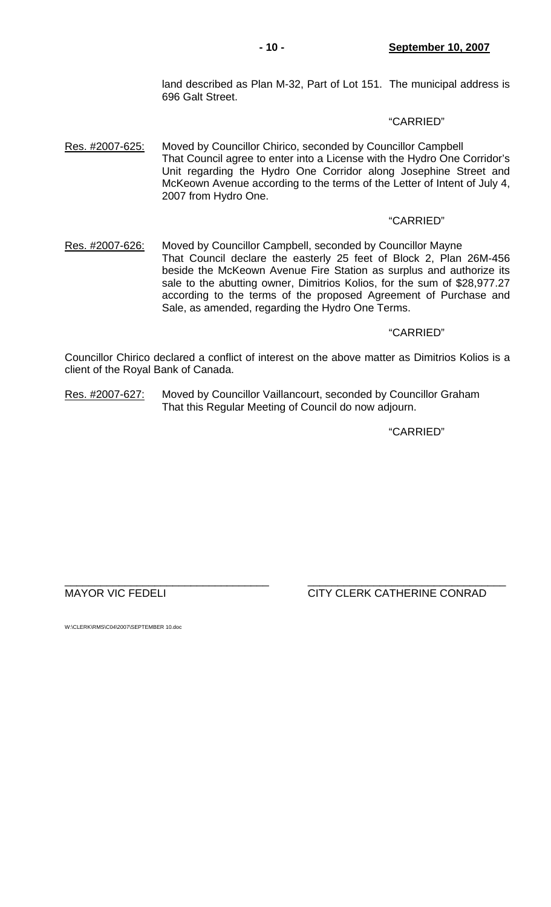land described as Plan M-32, Part of Lot 151. The municipal address is 696 Galt Street.

"CARRIED"

Res. #2007-625: Moved by Councillor Chirico, seconded by Councillor Campbell
That Council agree to enter into a License with the Hydro One Corridor's Unit regarding the Hydro One Corridor along Josephine Street and McKeown Avenue according to the terms of the Letter of Intent of July 4, 2007 from Hydro One.

"CARRIED"

Res. #2007-626: Moved by Councillor Campbell, seconded by Councillor Mayne
That Council declare the easterly 25 feet of Block 2, Plan 26M-456 beside the McKeown Avenue Fire Station as surplus and authorize its sale to the abutting owner, Dimitrios Kolios, for the sum of $28,977.27 according to the terms of the proposed Agreement of Purchase and Sale, as amended, regarding the Hydro One Terms.

"CARRIED"

Councillor Chirico declared a conflict of interest on the above matter as Dimitrios Kolios is a client of the Royal Bank of Canada.

Res. #2007-627: Moved by Councillor Vaillancourt, seconded by Councillor Graham
That this Regular Meeting of Council do now adjourn.

"CARRIED"

\_\_\_\_\_\_\_\_\_\_\_\_\_\_\_\_\_\_\_\_\_\_\_\_\_\_\_\_\_\_\_\_\_\_\_ \_\_\_\_\_\_\_\_\_\_\_\_\_\_\_\_\_\_\_\_\_\_\_\_\_\_\_\_\_\_\_\_\_\_\_

MAYOR VIC FEDELI CITY CLERK CATHERINE CONRAD

W:\CLERK\RMS\C04\2007\SEPTEMBER 10.doc